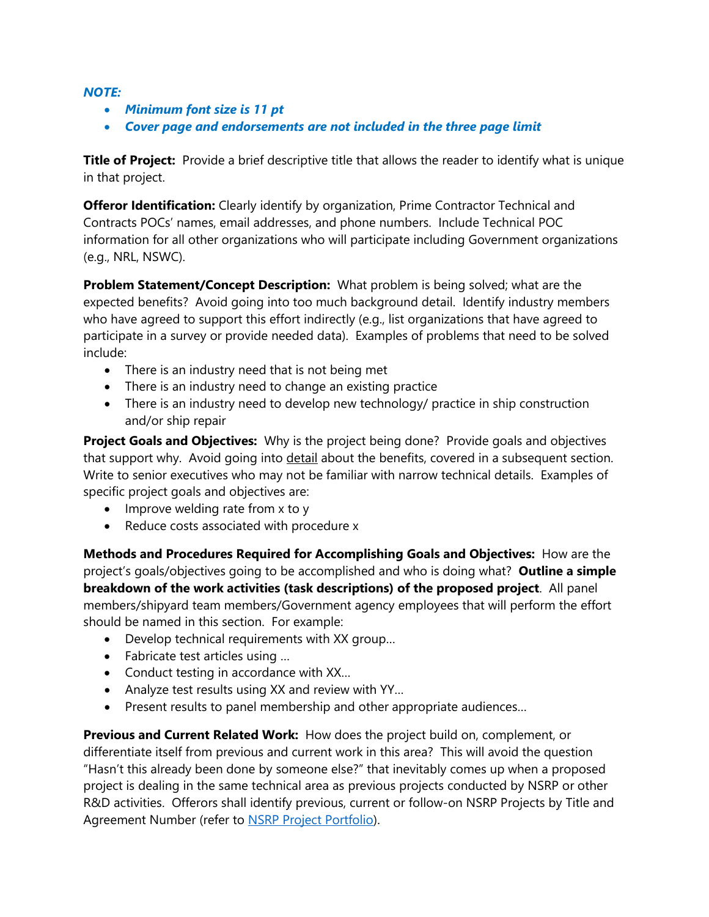***NOTE:***

- ***Minimum font size is 11 pt***
- ***Cover page and endorsements are not included in the three page limit***

**Title of Project:** Provide a brief descriptive title that allows the reader to identify what is unique in that project.

**Offeror Identification:** Clearly identify by organization, Prime Contractor Technical and Contracts POCs' names, email addresses, and phone numbers. Include Technical POC information for all other organizations who will participate including Government organizations (e.g., NRL, NSWC).

**Problem Statement/Concept Description:** What problem is being solved; what are the expected benefits? Avoid going into too much background detail. Identify industry members who have agreed to support this effort indirectly (e.g., list organizations that have agreed to participate in a survey or provide needed data). Examples of problems that need to be solved include:

- There is an industry need that is not being met
- There is an industry need to change an existing practice
- There is an industry need to develop new technology/ practice in ship construction and/or ship repair

**Project Goals and Objectives:** Why is the project being done? Provide goals and objectives that support why. Avoid going into <u>detail</u> about the benefits, covered in a subsequent section. Write to senior executives who may not be familiar with narrow technical details. Examples of specific project goals and objectives are:

- Improve welding rate from x to y
- Reduce costs associated with procedure x

**Methods and Procedures Required for Accomplishing Goals and Objectives:** How are the project's goals/objectives going to be accomplished and who is doing what? **Outline a simple breakdown of the work activities (task descriptions) of the proposed project**. All panel members/shipyard team members/Government agency employees that will perform the effort should be named in this section. For example:

- Develop technical requirements with XX group…
- Fabricate test articles using …
- Conduct testing in accordance with XX…
- Analyze test results using XX and review with YY…
- Present results to panel membership and other appropriate audiences…

**Previous and Current Related Work:** How does the project build on, complement, or differentiate itself from previous and current work in this area? This will avoid the question "Hasn't this already been done by someone else?" that inevitably comes up when a proposed project is dealing in the same technical area as previous projects conducted by NSRP or other R&D activities. Offerors shall identify previous, current or follow-on NSRP Projects by Title and Agreement Number (refer to NSRP Project Portfolio).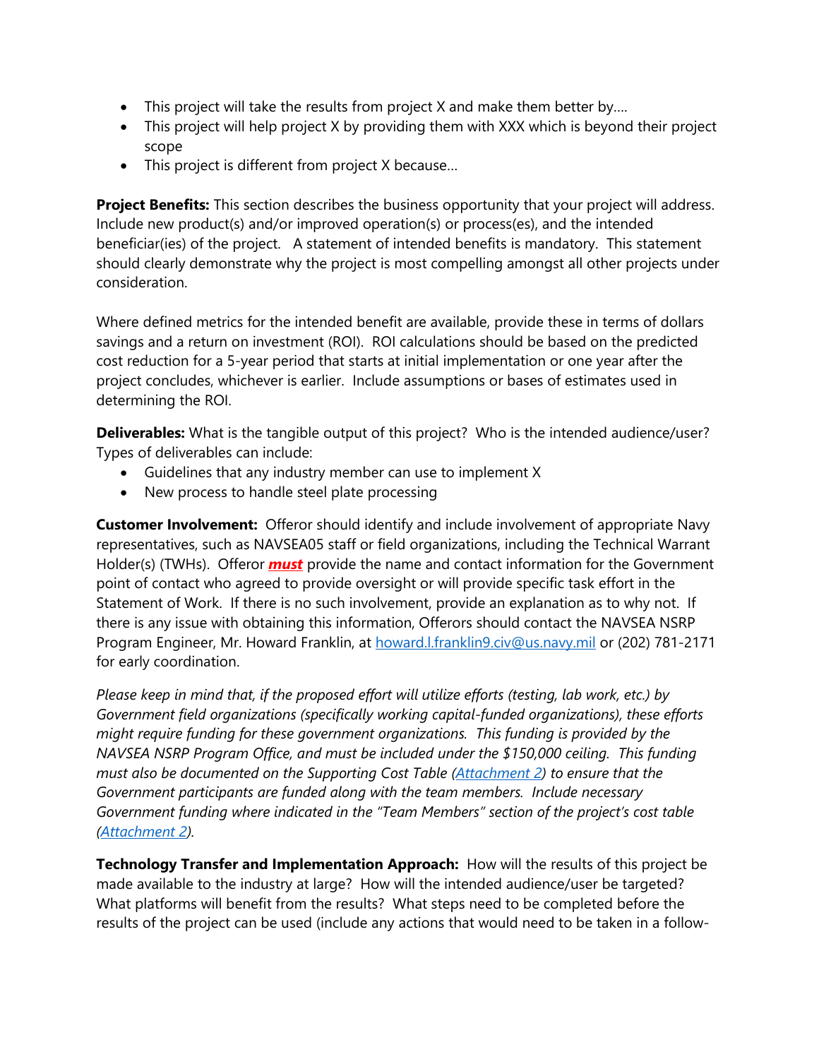- This project will take the results from project X and make them better by….
- This project will help project X by providing them with XXX which is beyond their project scope
- This project is different from project X because…

**Project Benefits:** This section describes the business opportunity that your project will address. Include new product(s) and/or improved operation(s) or process(es), and the intended beneficiar(ies) of the project. A statement of intended benefits is mandatory. This statement should clearly demonstrate why the project is most compelling amongst all other projects under consideration.

Where defined metrics for the intended benefit are available, provide these in terms of dollars savings and a return on investment (ROI). ROI calculations should be based on the predicted cost reduction for a 5-year period that starts at initial implementation or one year after the project concludes, whichever is earlier. Include assumptions or bases of estimates used in determining the ROI.

**Deliverables:** What is the tangible output of this project? Who is the intended audience/user? Types of deliverables can include:

- Guidelines that any industry member can use to implement X
- New process to handle steel plate processing

**Customer Involvement:** Offeror should identify and include involvement of appropriate Navy representatives, such as NAVSEA05 staff or field organizations, including the Technical Warrant Holder(s) (TWHs). Offeror ***must*** provide the name and contact information for the Government point of contact who agreed to provide oversight or will provide specific task effort in the Statement of Work. If there is no such involvement, provide an explanation as to why not. If there is any issue with obtaining this information, Offerors should contact the NAVSEA NSRP Program Engineer, Mr. Howard Franklin, at howard.l.franklin9.civ@us.navy.mil or (202) 781-2171 for early coordination.

*Please keep in mind that, if the proposed effort will utilize efforts (testing, lab work, etc.) by Government field organizations (specifically working capital-funded organizations), these efforts might require funding for these government organizations. This funding is provided by the NAVSEA NSRP Program Office, and must be included under the $150,000 ceiling. This funding must also be documented on the Supporting Cost Table (Attachment 2) to ensure that the Government participants are funded along with the team members. Include necessary Government funding where indicated in the "Team Members" section of the project's cost table (Attachment 2).*

**Technology Transfer and Implementation Approach:** How will the results of this project be made available to the industry at large? How will the intended audience/user be targeted? What platforms will benefit from the results? What steps need to be completed before the results of the project can be used (include any actions that would need to be taken in a follow-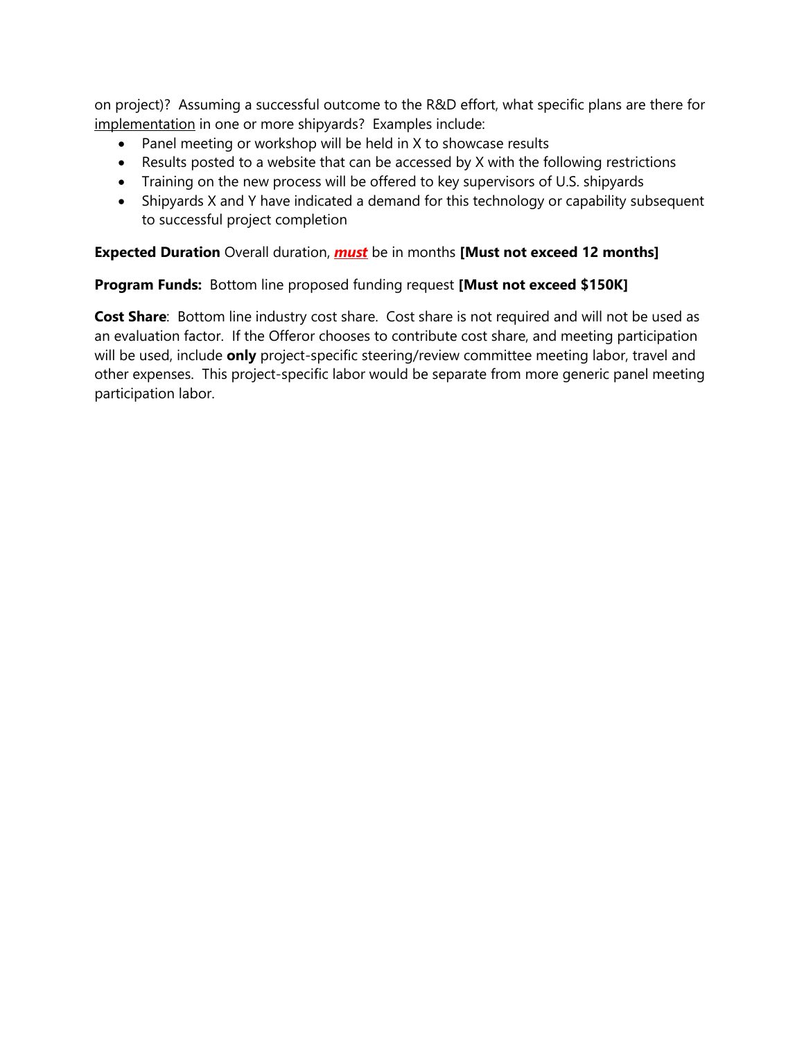on project)? Assuming a successful outcome to the R&D effort, what specific plans are there for <u>implementation</u> in one or more shipyards? Examples include:

- Panel meeting or workshop will be held in X to showcase results
- Results posted to a website that can be accessed by X with the following restrictions
- Training on the new process will be offered to key supervisors of U.S. shipyards
- Shipyards X and Y have indicated a demand for this technology or capability subsequent to successful project completion

**Expected Duration** Overall duration, <u>***must***</u> be in months **[Must not exceed 12 months]**

**Program Funds:** Bottom line proposed funding request **[Must not exceed $150K]**

**Cost Share**: Bottom line industry cost share. Cost share is not required and will not be used as an evaluation factor. If the Offeror chooses to contribute cost share, and meeting participation will be used, include **only** project-specific steering/review committee meeting labor, travel and other expenses. This project-specific labor would be separate from more generic panel meeting participation labor.